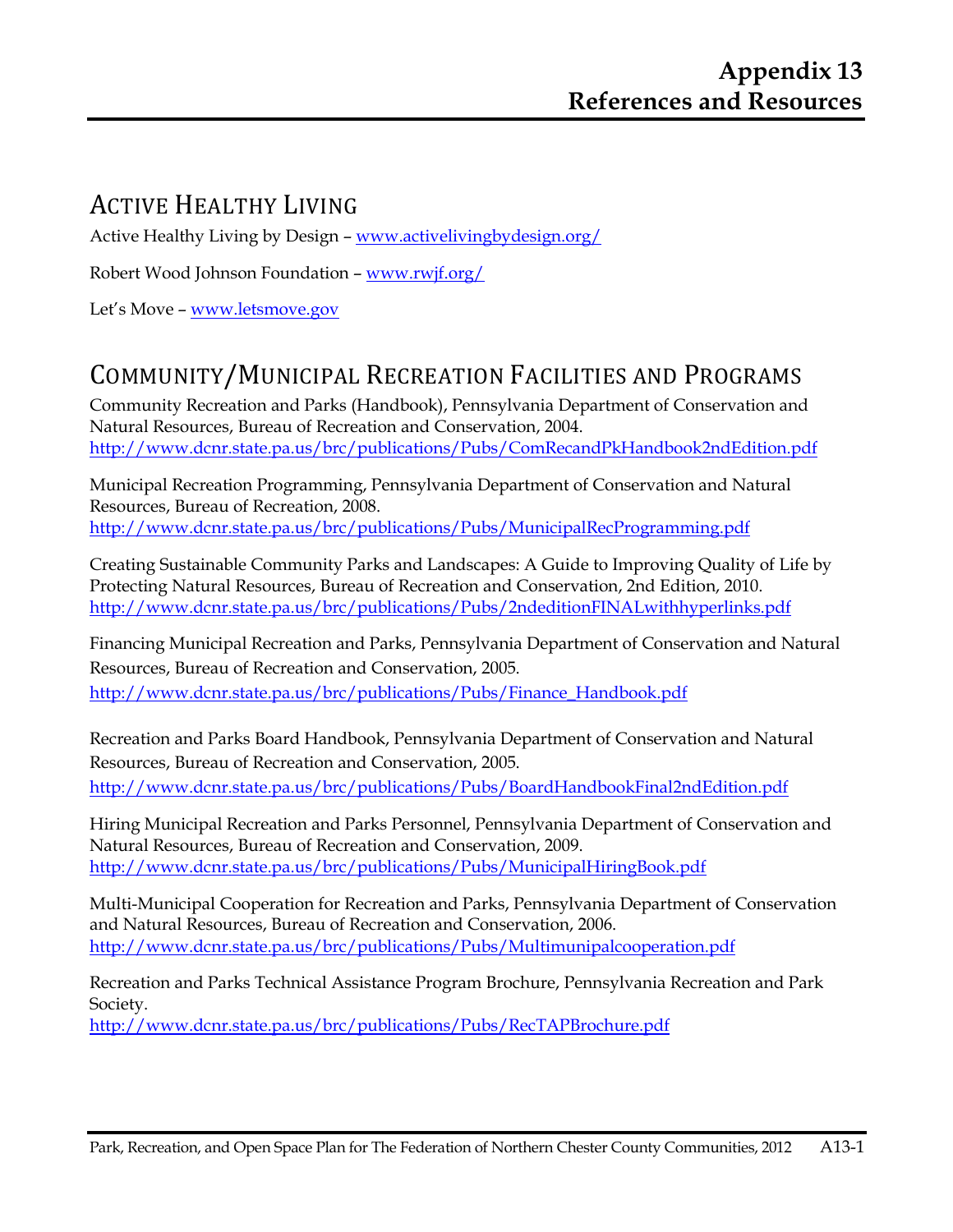# Appendix 13
# References and Resources

## Active Healthy Living

Active Healthy Living by Design – www.activelivingbydesign.org/

Robert Wood Johnson Foundation – www.rwjf.org/

Let's Move – www.letsmove.gov

## Community/Municipal Recreation Facilities and Programs

Community Recreation and Parks (Handbook), Pennsylvania Department of Conservation and Natural Resources, Bureau of Recreation and Conservation, 2004.
http://www.dcnr.state.pa.us/brc/publications/Pubs/ComRecandPkHandbook2ndEdition.pdf

Municipal Recreation Programming, Pennsylvania Department of Conservation and Natural Resources, Bureau of Recreation, 2008.
http://www.dcnr.state.pa.us/brc/publications/Pubs/MunicipalRecProgramming.pdf

Creating Sustainable Community Parks and Landscapes: A Guide to Improving Quality of Life by Protecting Natural Resources, Bureau of Recreation and Conservation, 2nd Edition, 2010.
http://www.dcnr.state.pa.us/brc/publications/Pubs/2ndeditionFINALwithhyperlinks.pdf

Financing Municipal Recreation and Parks, Pennsylvania Department of Conservation and Natural Resources, Bureau of Recreation and Conservation, 2005.
http://www.dcnr.state.pa.us/brc/publications/Pubs/Finance_Handbook.pdf

Recreation and Parks Board Handbook, Pennsylvania Department of Conservation and Natural Resources, Bureau of Recreation and Conservation, 2005.
http://www.dcnr.state.pa.us/brc/publications/Pubs/BoardHandbookFinal2ndEdition.pdf

Hiring Municipal Recreation and Parks Personnel, Pennsylvania Department of Conservation and Natural Resources, Bureau of Recreation and Conservation, 2009.
http://www.dcnr.state.pa.us/brc/publications/Pubs/MunicipalHiringBook.pdf

Multi-Municipal Cooperation for Recreation and Parks, Pennsylvania Department of Conservation and Natural Resources, Bureau of Recreation and Conservation, 2006.
http://www.dcnr.state.pa.us/brc/publications/Pubs/Multimunipalcooperation.pdf

Recreation and Parks Technical Assistance Program Brochure, Pennsylvania Recreation and Park Society.
http://www.dcnr.state.pa.us/brc/publications/Pubs/RecTAPBrochure.pdf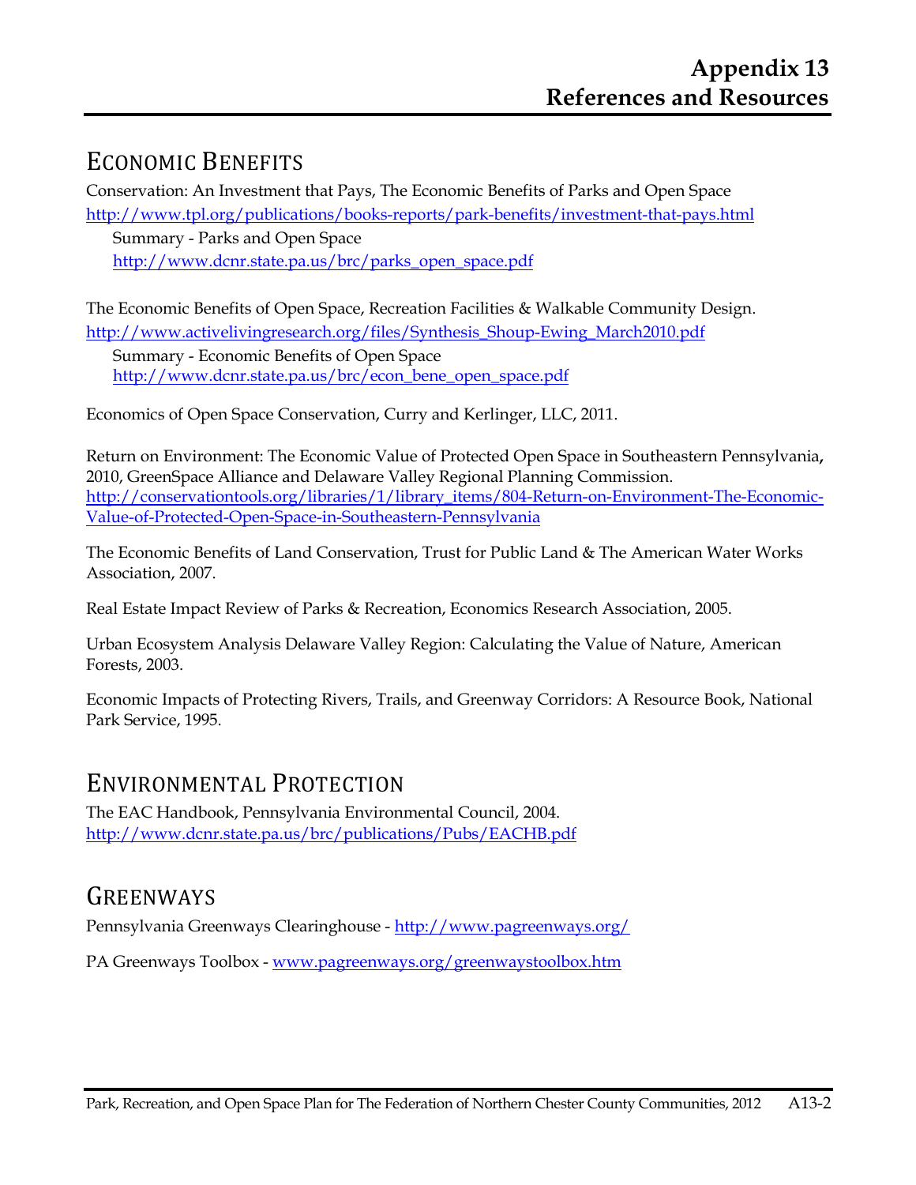# Appendix 13
# References and Resources

## Economic Benefits

Conservation: An Investment that Pays, The Economic Benefits of Parks and Open Space
http://www.tpl.org/publications/books-reports/park-benefits/investment-that-pays.html

- Summary - Parks and Open Space
  http://www.dcnr.state.pa.us/brc/parks_open_space.pdf

The Economic Benefits of Open Space, Recreation Facilities & Walkable Community Design.
http://www.activelivingresearch.org/files/Synthesis_Shoup-Ewing_March2010.pdf

- Summary - Economic Benefits of Open Space
  http://www.dcnr.state.pa.us/brc/econ_bene_open_space.pdf

Economics of Open Space Conservation, Curry and Kerlinger, LLC, 2011.

Return on Environment: The Economic Value of Protected Open Space in Southeastern Pennsylvania**,** 2010, GreenSpace Alliance and Delaware Valley Regional Planning Commission.
http://conservationtools.org/libraries/1/library_items/804-Return-on-Environment-The-Economic-Value-of-Protected-Open-Space-in-Southeastern-Pennsylvania

The Economic Benefits of Land Conservation, Trust for Public Land & The American Water Works Association, 2007.

Real Estate Impact Review of Parks & Recreation, Economics Research Association, 2005.

Urban Ecosystem Analysis Delaware Valley Region: Calculating the Value of Nature, American Forests, 2003.

Economic Impacts of Protecting Rivers, Trails, and Greenway Corridors: A Resource Book, National Park Service, 1995.

## Environmental Protection

The EAC Handbook, Pennsylvania Environmental Council, 2004.
http://www.dcnr.state.pa.us/brc/publications/Pubs/EACHB.pdf

## Greenways

Pennsylvania Greenways Clearinghouse - http://www.pagreenways.org/

PA Greenways Toolbox - www.pagreenways.org/greenwaystoolbox.htm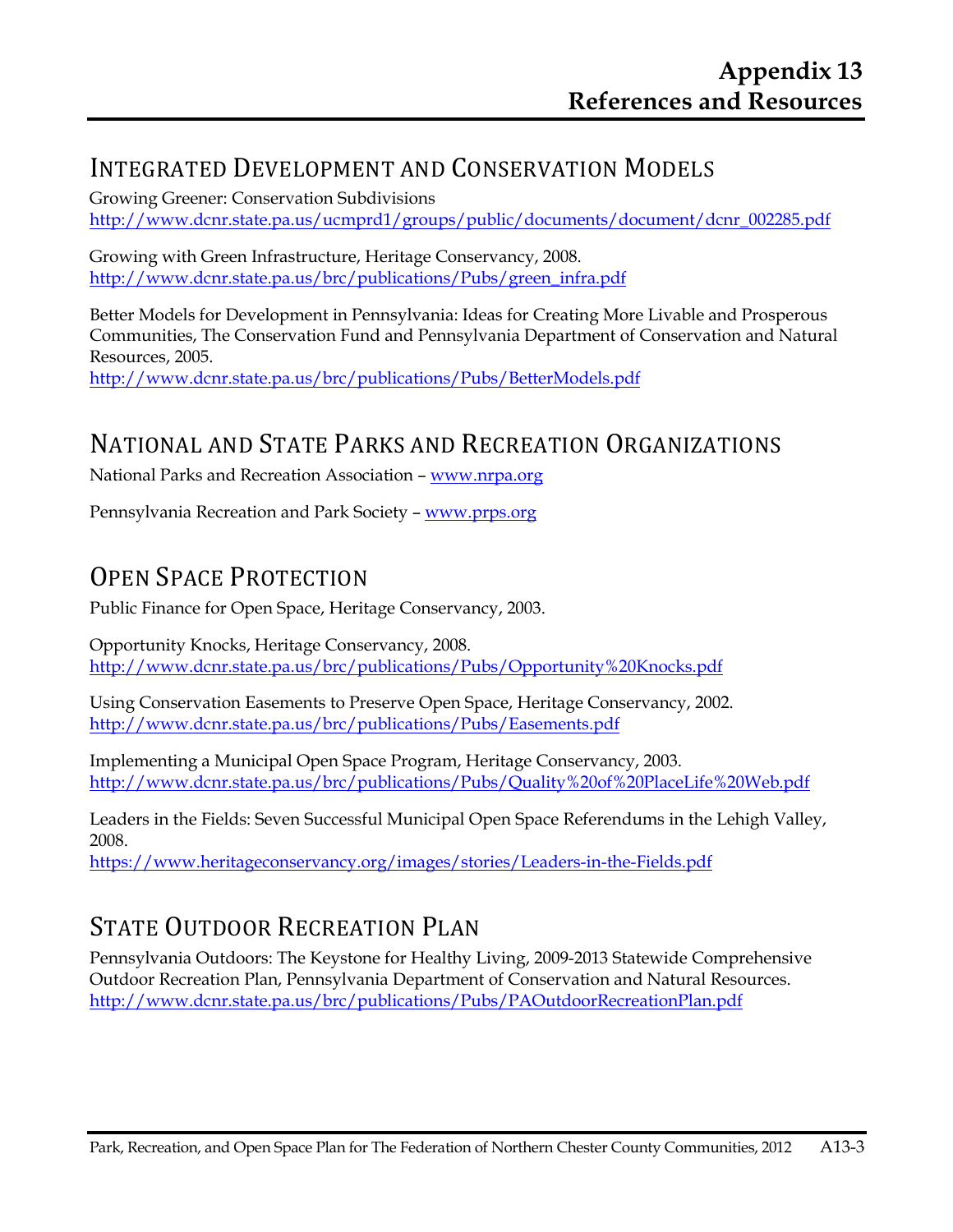# Appendix 13
# References and Resources

## Integrated Development and Conservation Models

Growing Greener: Conservation Subdivisions
http://www.dcnr.state.pa.us/ucmprd1/groups/public/documents/document/dcnr_002285.pdf

Growing with Green Infrastructure, Heritage Conservancy, 2008.
http://www.dcnr.state.pa.us/brc/publications/Pubs/green_infra.pdf

Better Models for Development in Pennsylvania: Ideas for Creating More Livable and Prosperous Communities, The Conservation Fund and Pennsylvania Department of Conservation and Natural Resources, 2005.
http://www.dcnr.state.pa.us/brc/publications/Pubs/BetterModels.pdf

## National and State Parks and Recreation Organizations

National Parks and Recreation Association – www.nrpa.org

Pennsylvania Recreation and Park Society – www.prps.org

## Open Space Protection

Public Finance for Open Space, Heritage Conservancy, 2003.

Opportunity Knocks, Heritage Conservancy, 2008.
http://www.dcnr.state.pa.us/brc/publications/Pubs/Opportunity%20Knocks.pdf

Using Conservation Easements to Preserve Open Space, Heritage Conservancy, 2002.
http://www.dcnr.state.pa.us/brc/publications/Pubs/Easements.pdf

Implementing a Municipal Open Space Program, Heritage Conservancy, 2003.
http://www.dcnr.state.pa.us/brc/publications/Pubs/Quality%20of%20PlaceLife%20Web.pdf

Leaders in the Fields: Seven Successful Municipal Open Space Referendums in the Lehigh Valley, 2008.
https://www.heritageconservancy.org/images/stories/Leaders-in-the-Fields.pdf

## State Outdoor Recreation Plan

Pennsylvania Outdoors: The Keystone for Healthy Living, 2009-2013 Statewide Comprehensive Outdoor Recreation Plan, Pennsylvania Department of Conservation and Natural Resources.
http://www.dcnr.state.pa.us/brc/publications/Pubs/PAOutdoorRecreationPlan.pdf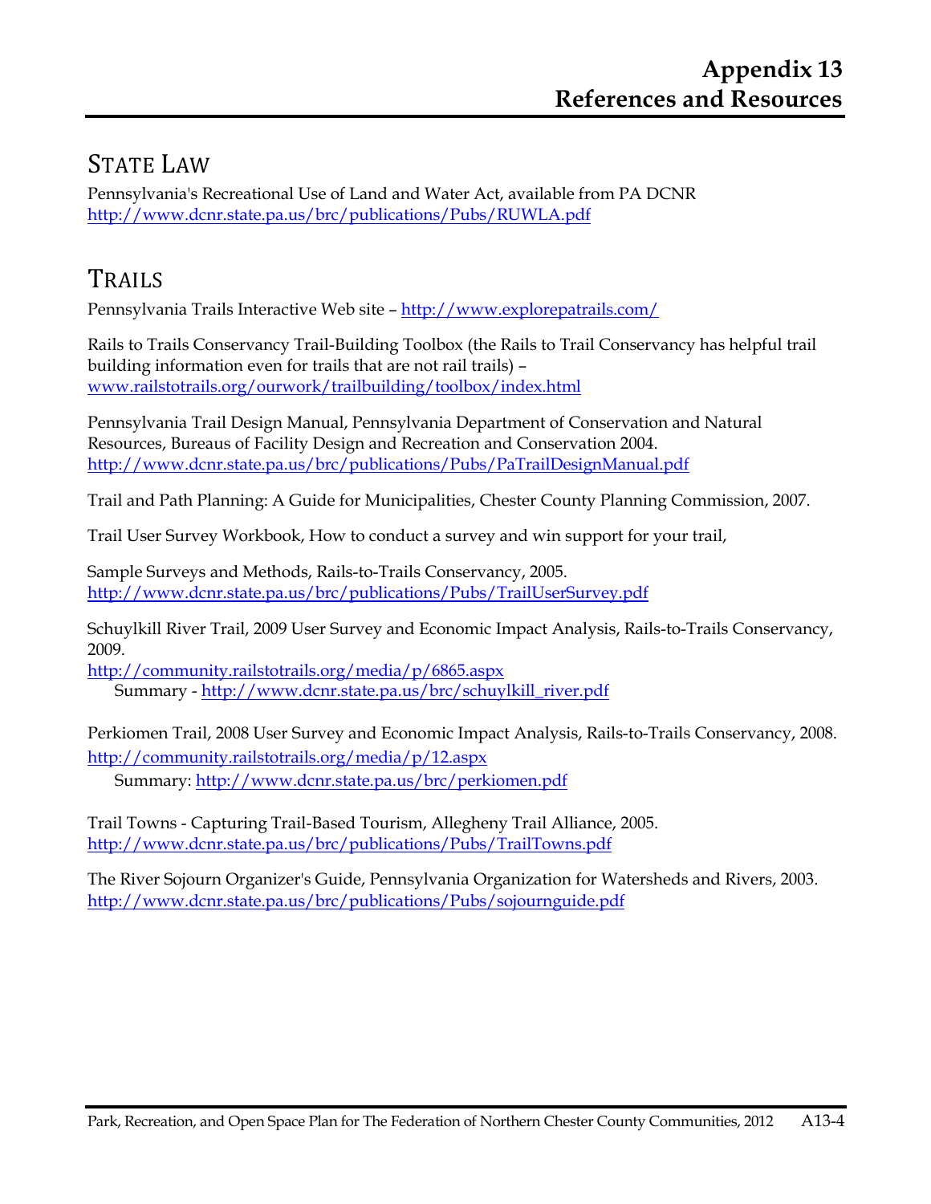# Appendix 13
# References and Resources

## State Law

Pennsylvania's Recreational Use of Land and Water Act, available from PA DCNR
http://www.dcnr.state.pa.us/brc/publications/Pubs/RUWLA.pdf

## Trails

Pennsylvania Trails Interactive Web site – http://www.explorepatrails.com/

Rails to Trails Conservancy Trail-Building Toolbox (the Rails to Trail Conservancy has helpful trail building information even for trails that are not rail trails) – www.railstotrails.org/ourwork/trailbuilding/toolbox/index.html

Pennsylvania Trail Design Manual, Pennsylvania Department of Conservation and Natural Resources, Bureaus of Facility Design and Recreation and Conservation 2004.
http://www.dcnr.state.pa.us/brc/publications/Pubs/PaTrailDesignManual.pdf

Trail and Path Planning: A Guide for Municipalities, Chester County Planning Commission, 2007.

Trail User Survey Workbook, How to conduct a survey and win support for your trail,

Sample Surveys and Methods, Rails-to-Trails Conservancy, 2005.
http://www.dcnr.state.pa.us/brc/publications/Pubs/TrailUserSurvey.pdf

Schuylkill River Trail, 2009 User Survey and Economic Impact Analysis, Rails-to-Trails Conservancy, 2009.
http://community.railstotrails.org/media/p/6865.aspx
Summary - http://www.dcnr.state.pa.us/brc/schuylkill_river.pdf

Perkiomen Trail, 2008 User Survey and Economic Impact Analysis, Rails-to-Trails Conservancy, 2008.
http://community.railstotrails.org/media/p/12.aspx
Summary: http://www.dcnr.state.pa.us/brc/perkiomen.pdf

Trail Towns - Capturing Trail-Based Tourism, Allegheny Trail Alliance, 2005.
http://www.dcnr.state.pa.us/brc/publications/Pubs/TrailTowns.pdf

The River Sojourn Organizer's Guide, Pennsylvania Organization for Watersheds and Rivers, 2003.
http://www.dcnr.state.pa.us/brc/publications/Pubs/sojournguide.pdf